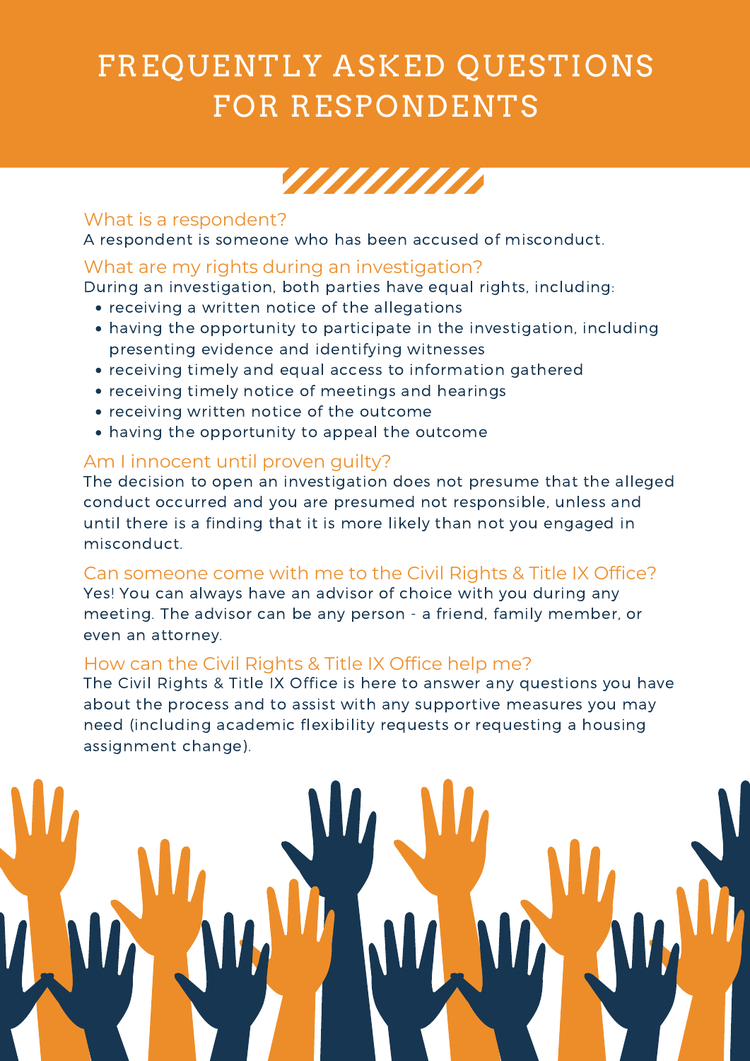# FREQUENTLY ASKED QUESTIONS FOR RESPONDENTS

## What is a respondent?

A respondent is someone who has been accused of misconduct.

## What are my rights during an investigation?

During an investigation, both parties have equal rights, including:

- receiving a written notice of the allegations
- having the opportunity to participate in the investigation, including presenting evidence and identifying witnesses
- receiving timely and equal access to information gathered
- receiving timely notice of meetings and hearings
- receiving written notice of the outcome
- having the opportunity to appeal the outcome

## Am I innocent until proven guilty?

The decision to open an investigation does not presume that the alleged conduct occurred and you are presumed not responsible, unless and until there is a finding that it is more likely than not you engaged in misconduct.

## Can someone come with me to the Civil Rights & Title IX Office?

Yes! You can always have an advisor of choice with you during any meeting. The advisor can be any person - a friend, family member, or even an attorney.

## How can the Civil Rights & Title IX Office help me?

The Civil Rights & Title IX Office is here to answer any questions you have about the process and to assist with any supportive measures you may need (including academic flexibility requests or requesting a housing assignment change).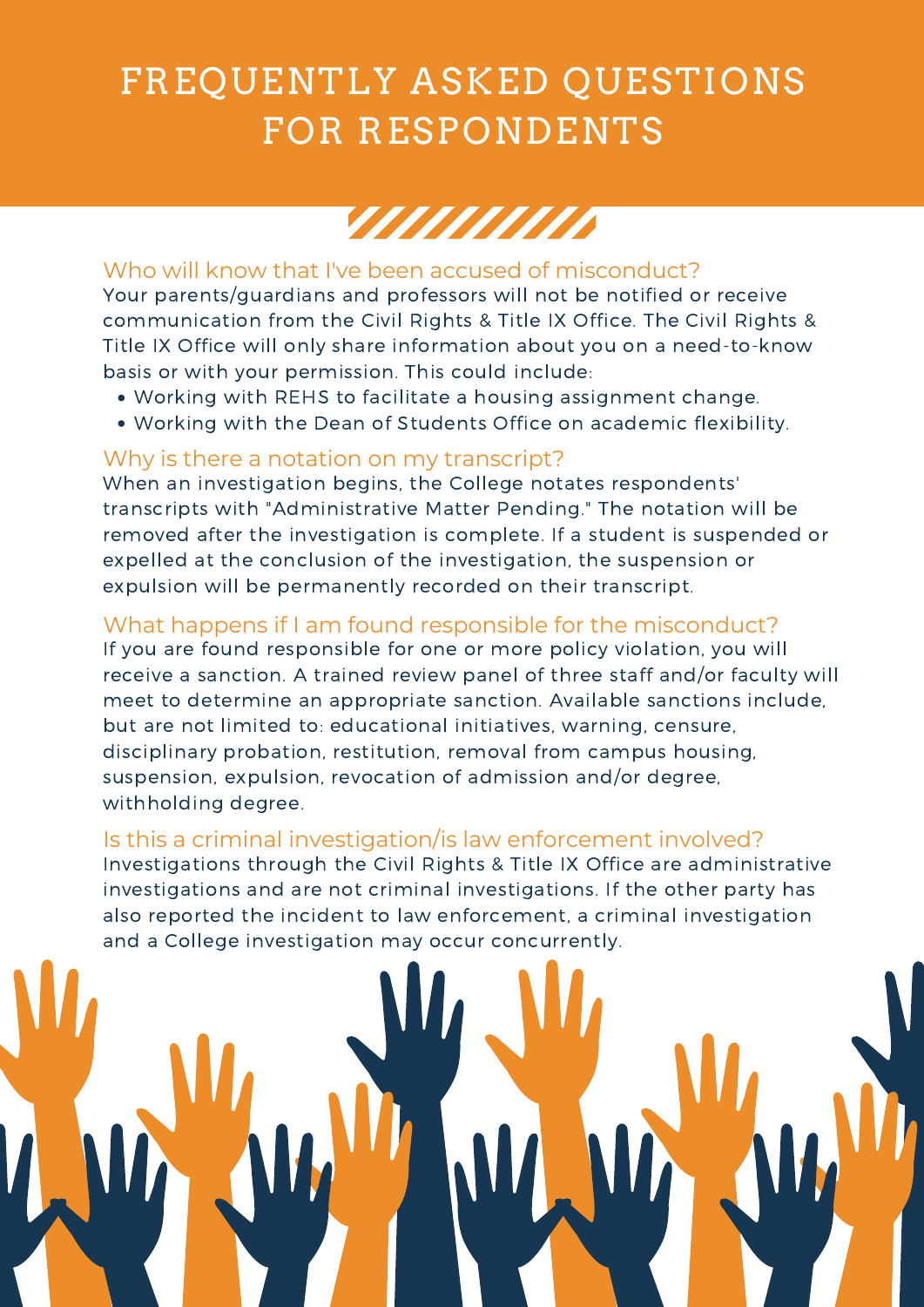# FREQUENTLY ASKED QUESTIONS FOR RESPONDENTS

## Who will know that I've been accused of misconduct?

Your parents/guardians and professors will not be notified or receive communication from the Civil Rights & Title IX Office. The Civil Rights & Title IX Office will only share information about you on a need-to-know basis or with your permission. This could include:

- Working with REHS to facilitate a housing assignment change.
- Working with the Dean of Students Office on academic flexibility.

## Why is there a notation on my transcript?

When an investigation begins, the College notates respondents' transcripts with "Administrative Matter Pending." The notation will be removed after the investigation is complete. If a student is suspended or expelled at the conclusion of the investigation, the suspension or expulsion will be permanently recorded on their transcript.

## What happens if I am found responsible for the misconduct?

If you are found responsible for one or more policy violation, you will receive a sanction. A trained review panel of three staff and/or faculty will meet to determine an appropriate sanction. Available sanctions include, but are not limited to: educational initiatives, warning, censure, disciplinary probation, restitution, removal from campus housing, suspension, expulsion, revocation of admission and/or degree, withholding degree.

## Is this a criminal investigation/is law enforcement involved?

Investigations through the Civil Rights & Title IX Office are administrative investigations and are not criminal investigations. If the other party has also reported the incident to law enforcement, a criminal investigation and a College investigation may occur concurrently.